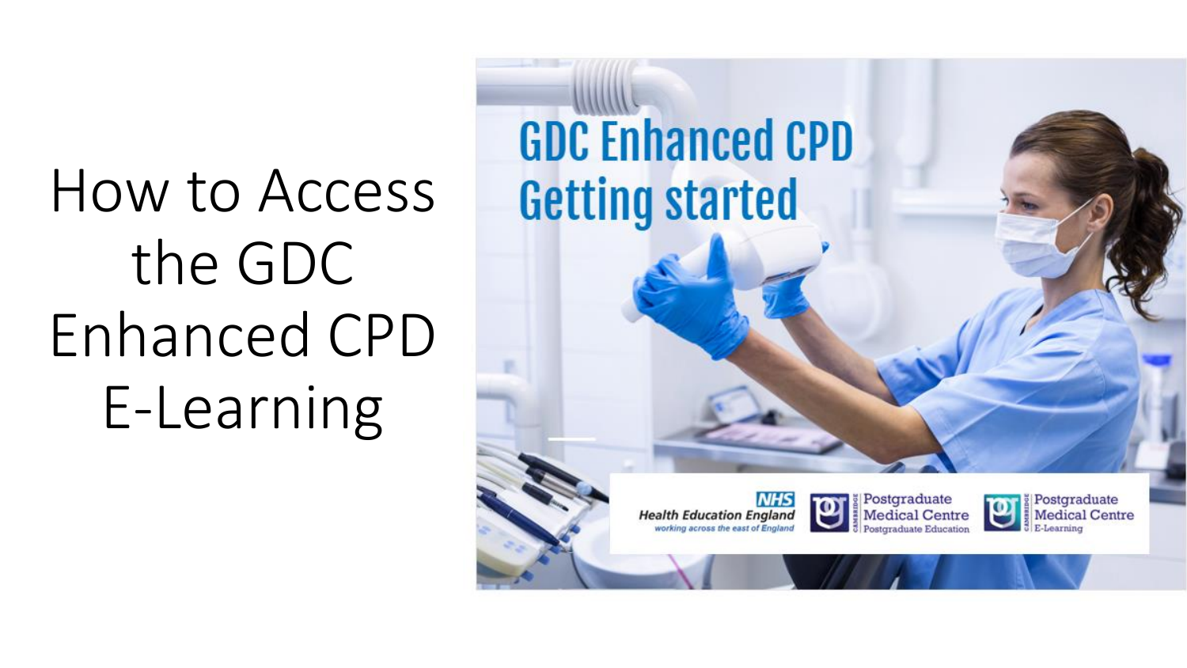# How to Access the GDC Enhanced CPD E-Learning

GDC Enhanced CPD
Getting started

NHS Health Education England
working across the east of England

Postgraduate Medical Centre
Postgraduate Education

Postgraduate Medical Centre
E-Learning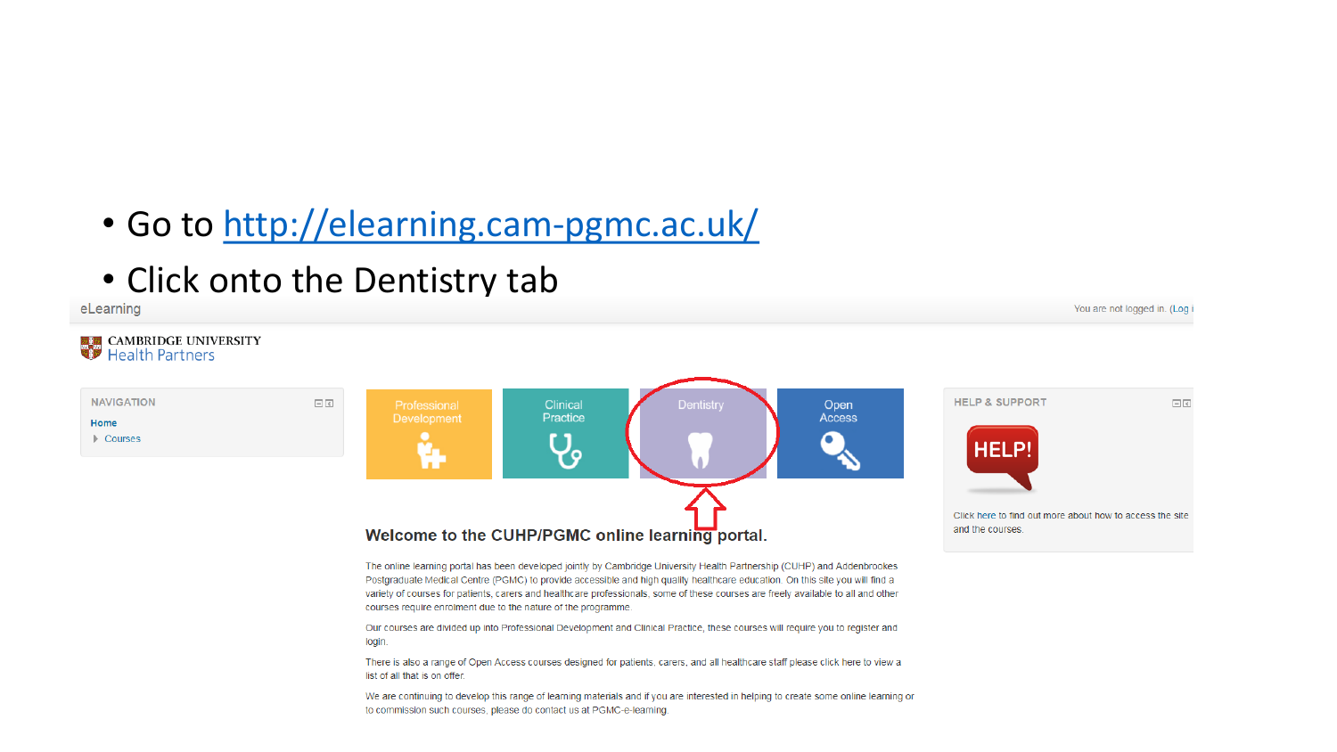- Go to http://elearning.cam-pgmc.ac.uk/
- Click onto the Dentistry tab

eLearning

You are not logged in. (Log i

CAMBRIDGE UNIVERSITY
Health Partners

NAVIGATION

Home

Courses

Professional Development

Clinical Practice

Dentistry

Open Access

HELP & SUPPORT

HELP!

Click here to find out more about how to access the site and the courses.

## Welcome to the CUHP/PGMC online learning portal.

The online learning portal has been developed jointly by Cambridge University Health Partnership (CUHP) and Addenbrookes Postgraduate Medical Centre (PGMC) to provide accessible and high quality healthcare education. On this site you will find a variety of courses for patients, carers and healthcare professionals, some of these courses are freely available to all and other courses require enrolment due to the nature of the programme.

Our courses are divided up into Professional Development and Clinical Practice, these courses will require you to register and login.

There is also a range of Open Access courses designed for patients, carers, and all healthcare staff please click here to view a list of all that is on offer.

We are continuing to develop this range of learning materials and if you are interested in helping to create some online learning or to commission such courses, please do contact us at PGMC-e-learning.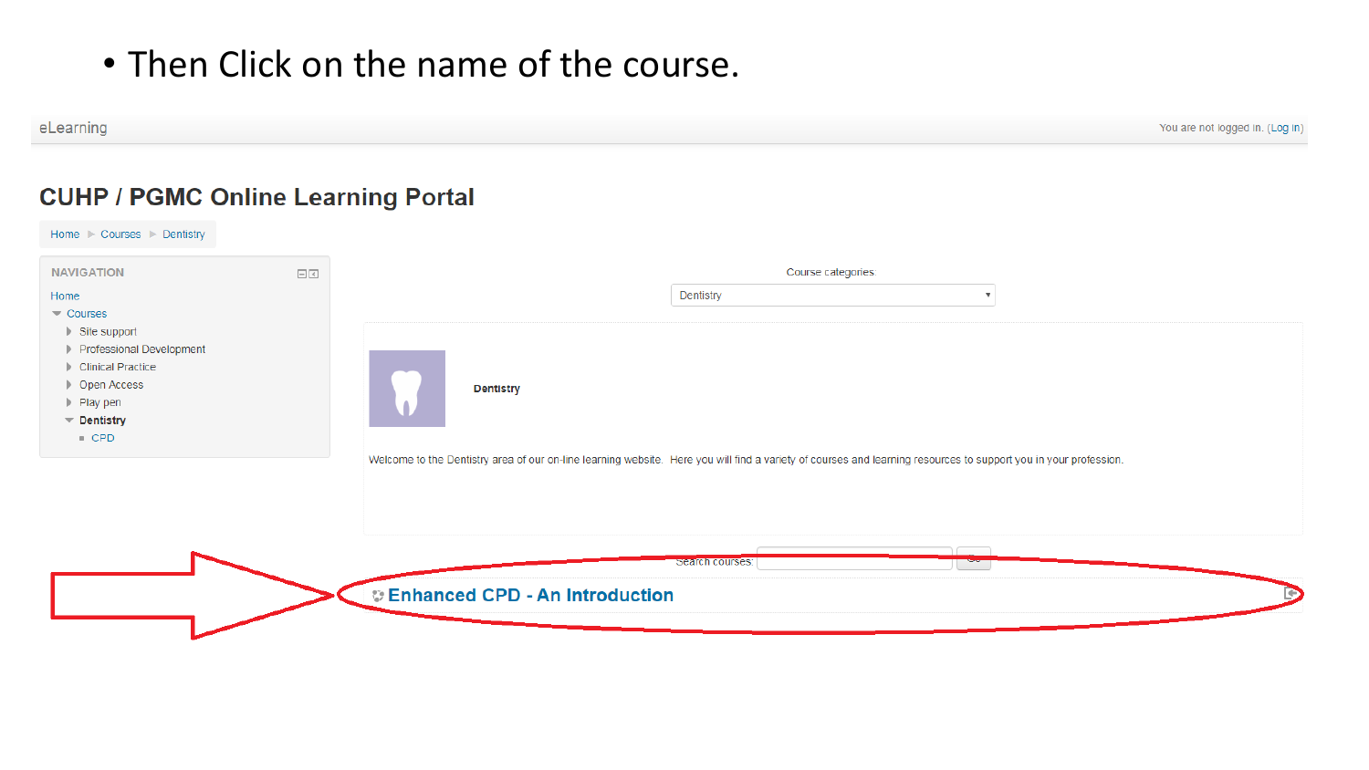- Then Click on the name of the course.

eLearning

You are not logged in. (Log in)

# CUHP / PGMC Online Learning Portal

Home ▶ Courses ▶ Dentistry

NAVIGATION

- Home
- Courses
  - Site support
  - Professional Development
  - Clinical Practice
  - Open Access
  - Play pen
  - **Dentistry**
    - CPD

Course categories: Dentistry

**Dentistry**

Welcome to the Dentistry area of our on-line learning website. Here you will find a variety of courses and learning resources to support you in your profession.

Search courses: Go

**Enhanced CPD - An Introduction**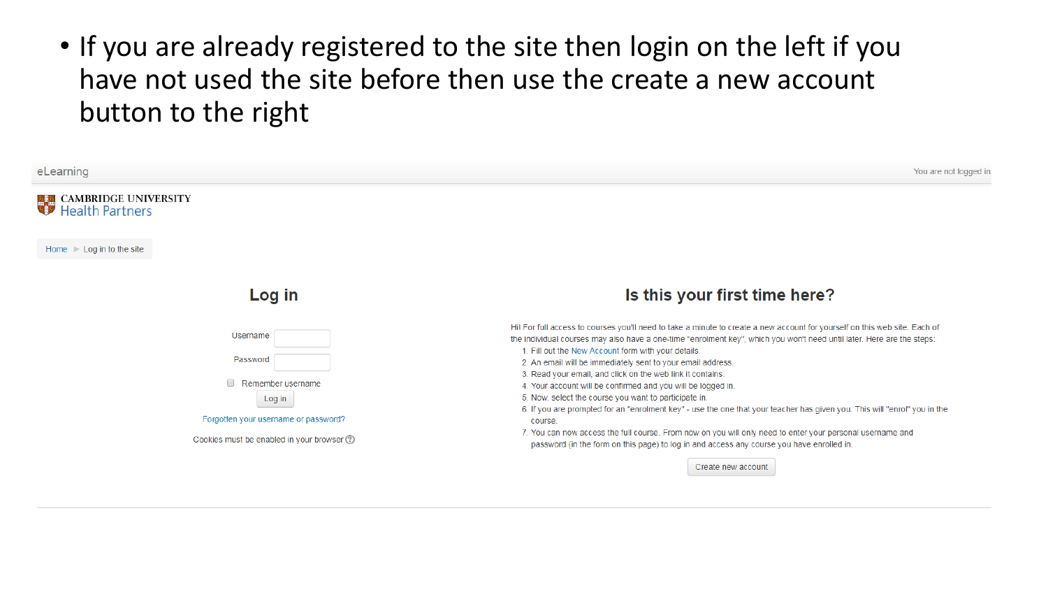- If you are already registered to the site then login on the left if you have not used the site before then use the create a new account button to the right

eLearning

You are not logged in

CAMBRIDGE UNIVERSITY
Health Partners

Home ► Log in to the site

## Log in

Username

Password

Remember username

Log in

Forgotten your username or password?

Cookies must be enabled in your browser

## Is this your first time here?

Hi! For full access to courses you'll need to take a minute to create a new account for yourself on this web site. Each of the individual courses may also have a one-time "enrolment key", which you won't need until later. Here are the steps:

1. Fill out the New Account form with your details.
2. An email will be immediately sent to your email address.
3. Read your email, and click on the web link it contains.
4. Your account will be confirmed and you will be logged in.
5. Now, select the course you want to participate in.
6. If you are prompted for an "enrolment key" - use the one that your teacher has given you. This will "enrol" you in the course.
7. You can now access the full course. From now on you will only need to enter your personal username and password (in the form on this page) to log in and access any course you have enrolled in.

Create new account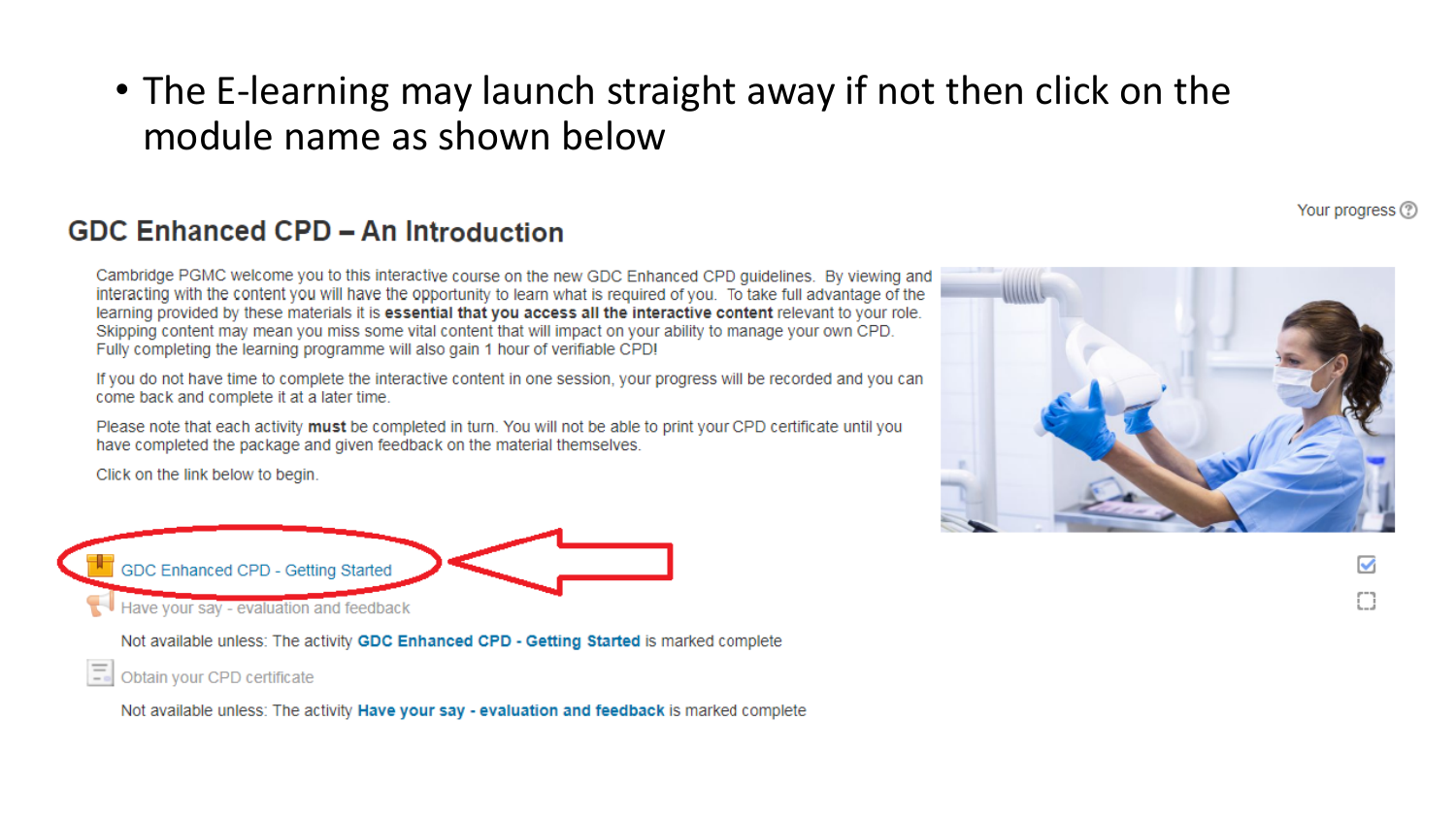- The E-learning may launch straight away if not then click on the module name as shown below

## GDC Enhanced CPD – An Introduction

Your progress

Cambridge PGMC welcome you to this interactive course on the new GDC Enhanced CPD guidelines. By viewing and interacting with the content you will have the opportunity to learn what is required of you. To take full advantage of the learning provided by these materials it is **essential that you access all the interactive content** relevant to your role. Skipping content may mean you miss some vital content that will impact on your ability to manage your own CPD. Fully completing the learning programme will also gain 1 hour of verifiable CPD!

If you do not have time to complete the interactive content in one session, your progress will be recorded and you can come back and complete it at a later time.

Please note that each activity **must** be completed in turn. You will not be able to print your CPD certificate until you have completed the package and given feedback on the material themselves.

Click on the link below to begin.

GDC Enhanced CPD - Getting Started

Have your say - evaluation and feedback

Not available unless: The activity **GDC Enhanced CPD - Getting Started** is marked complete

Obtain your CPD certificate

Not available unless: The activity **Have your say - evaluation and feedback** is marked complete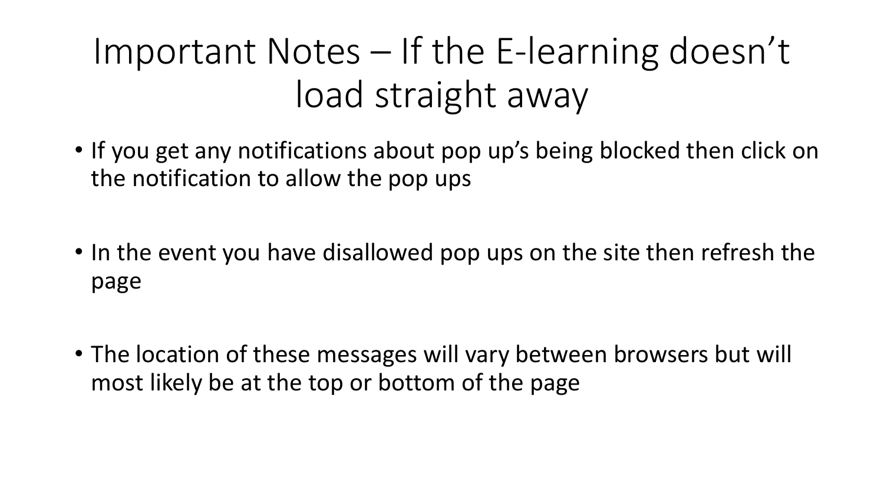# Important Notes – If the E-learning doesn't load straight away

- If you get any notifications about pop up's being blocked then click on the notification to allow the pop ups
- In the event you have disallowed pop ups on the site then refresh the page
- The location of these messages will vary between browsers but will most likely be at the top or bottom of the page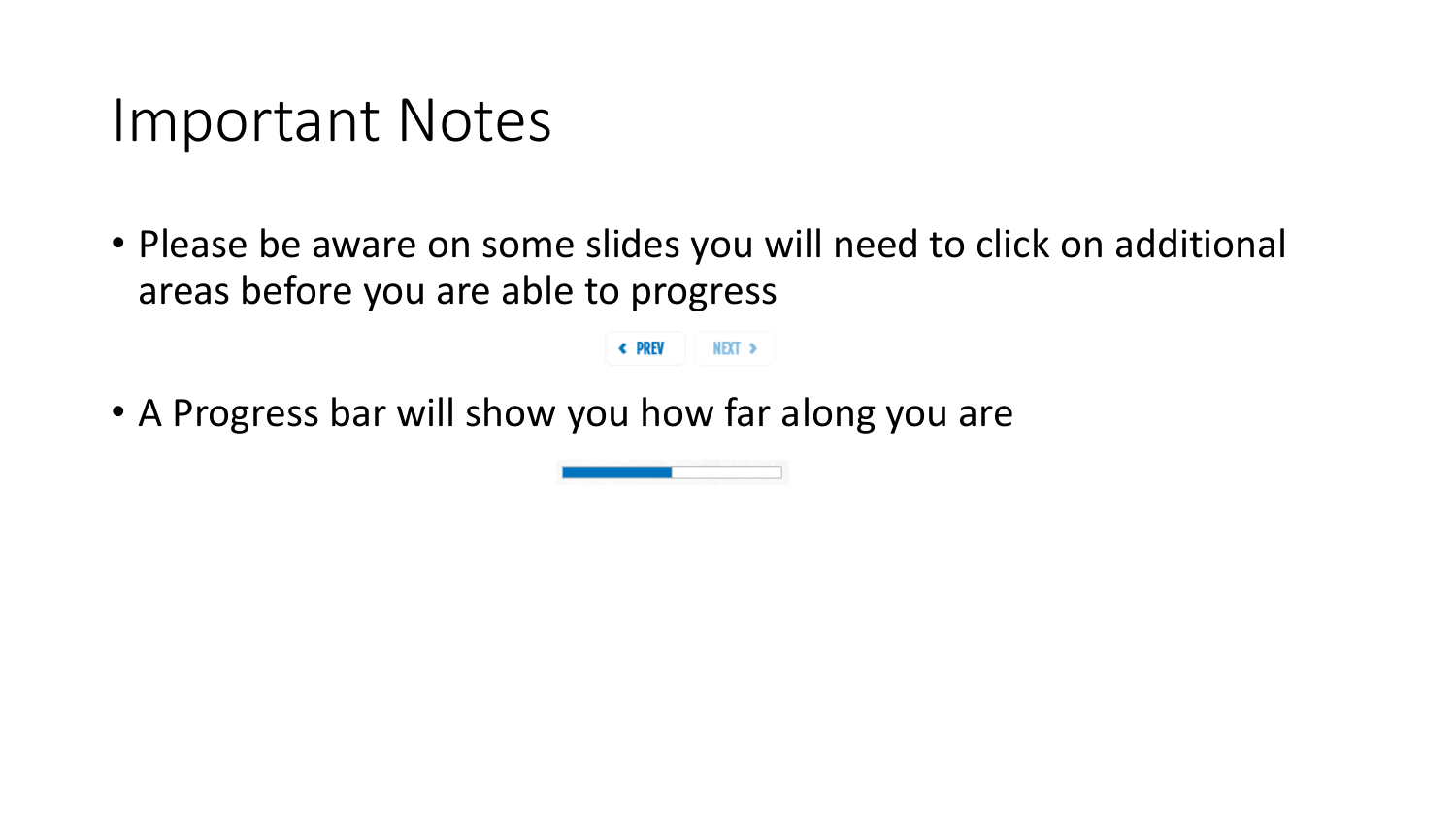# Important Notes

- Please be aware on some slides you will need to click on additional areas before you are able to progress

PREV NEXT

- A Progress bar will show you how far along you are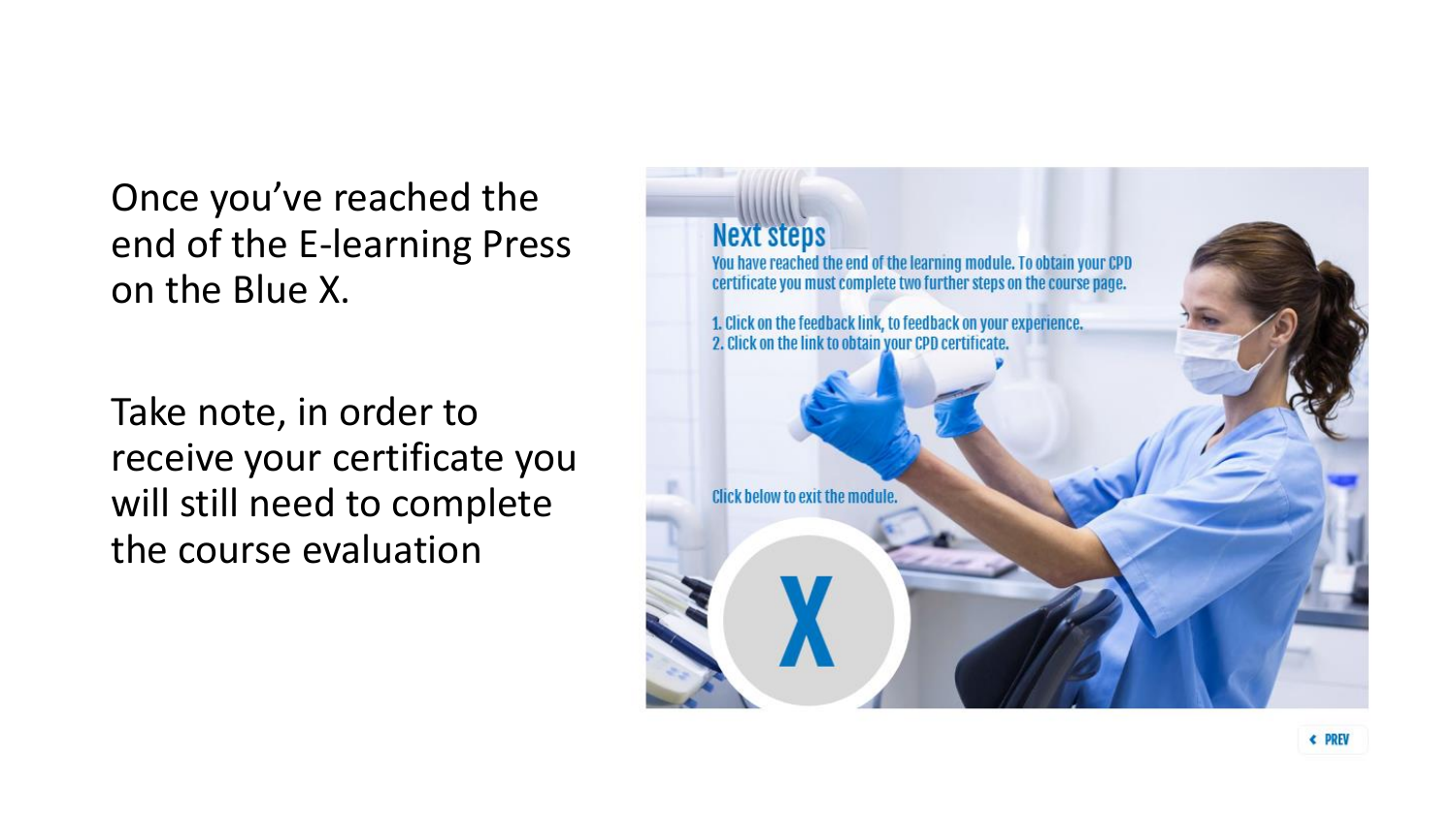Once you've reached the end of the E-learning Press on the Blue X.

Take note, in order to receive your certificate you will still need to complete the course evaluation

## Next steps

You have reached the end of the learning module. To obtain your CPD certificate you must complete two further steps on the course page.

1. Click on the feedback link, to feedback on your experience.
2. Click on the link to obtain your CPD certificate.

Click below to exit the module.

X

‹ PREV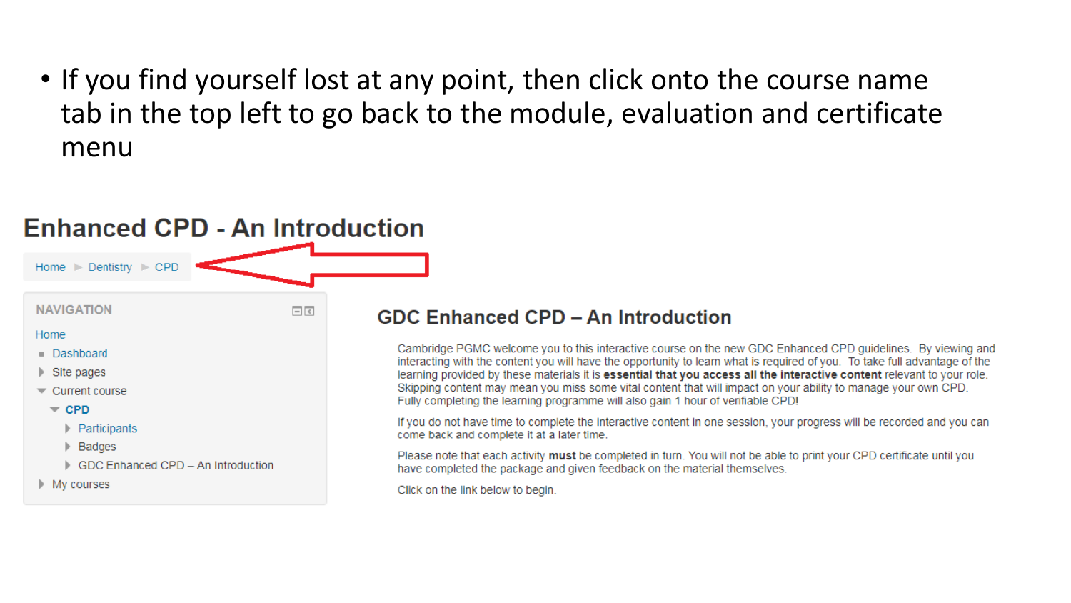- If you find yourself lost at any point, then click onto the course name tab in the top left to go back to the module, evaluation and certificate menu

## Enhanced CPD - An Introduction

Home ► Dentistry ► CPD

**NAVIGATION**

Home
- Dashboard
- Site pages
- Current course
  - **CPD**
    - Participants
    - Badges
    - GDC Enhanced CPD – An Introduction
- My courses

### GDC Enhanced CPD – An Introduction

Cambridge PGMC welcome you to this interactive course on the new GDC Enhanced CPD guidelines. By viewing and interacting with the content you will have the opportunity to learn what is required of you. To take full advantage of the learning provided by these materials it is **essential that you access all the interactive content** relevant to your role. Skipping content may mean you miss some vital content that will impact on your ability to manage your own CPD. Fully completing the learning programme will also gain 1 hour of verifiable CPD!

If you do not have time to complete the interactive content in one session, your progress will be recorded and you can come back and complete it at a later time.

Please note that each activity **must** be completed in turn. You will not be able to print your CPD certificate until you have completed the package and given feedback on the material themselves.

Click on the link below to begin.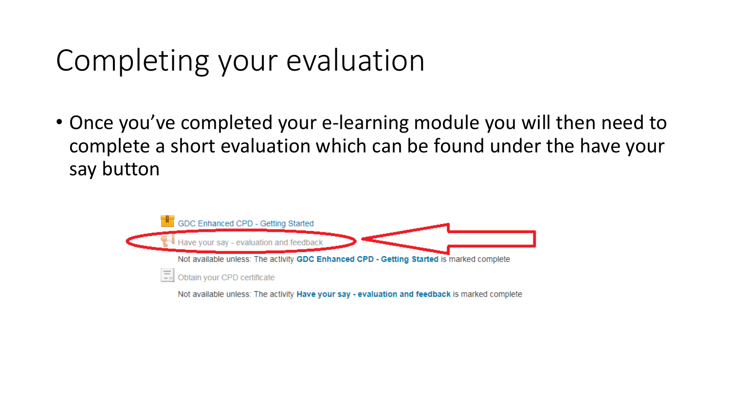# Completing your evaluation

- Once you've completed your e-learning module you will then need to complete a short evaluation which can be found under the have your say button

GDC Enhanced CPD - Getting Started

Have your say - evaluation and feedback

Not available unless: The activity **GDC Enhanced CPD - Getting Started** is marked complete

Obtain your CPD certificate

Not available unless: The activity **Have your say - evaluation and feedback** is marked complete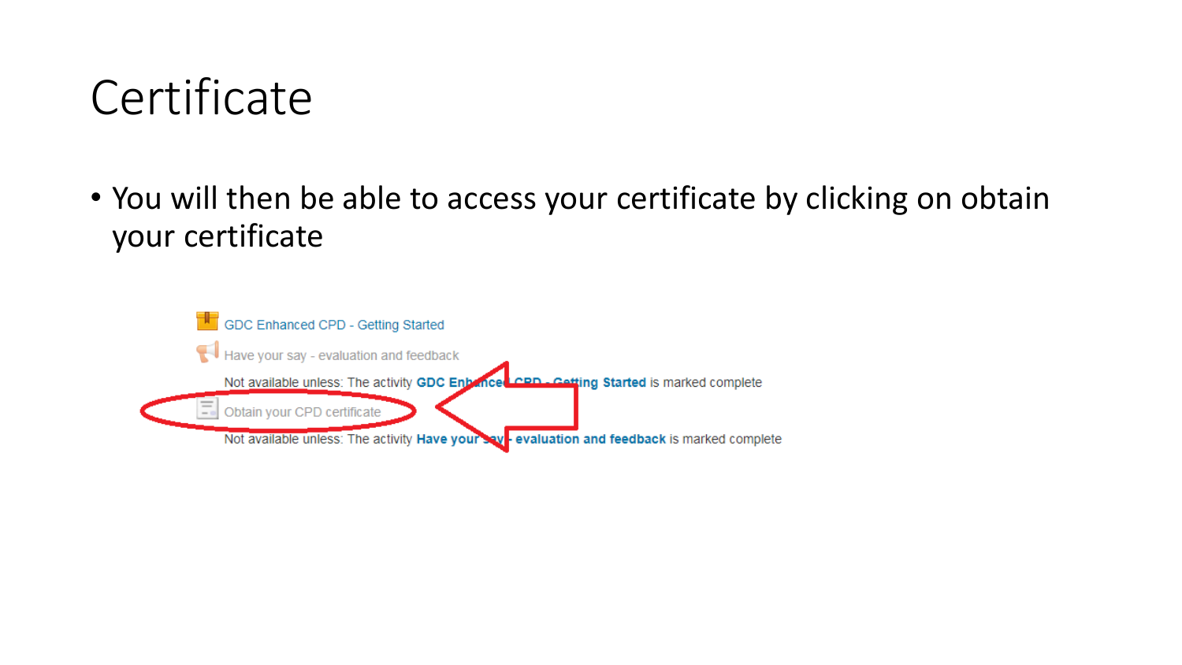# Certificate

- You will then be able to access your certificate by clicking on obtain your certificate

GDC Enhanced CPD - Getting Started

Have your say - evaluation and feedback

Not available unless: The activity **GDC Enhanced CPD - Getting Started** is marked complete

Obtain your CPD certificate

Not available unless: The activity **Have your say - evaluation and feedback** is marked complete